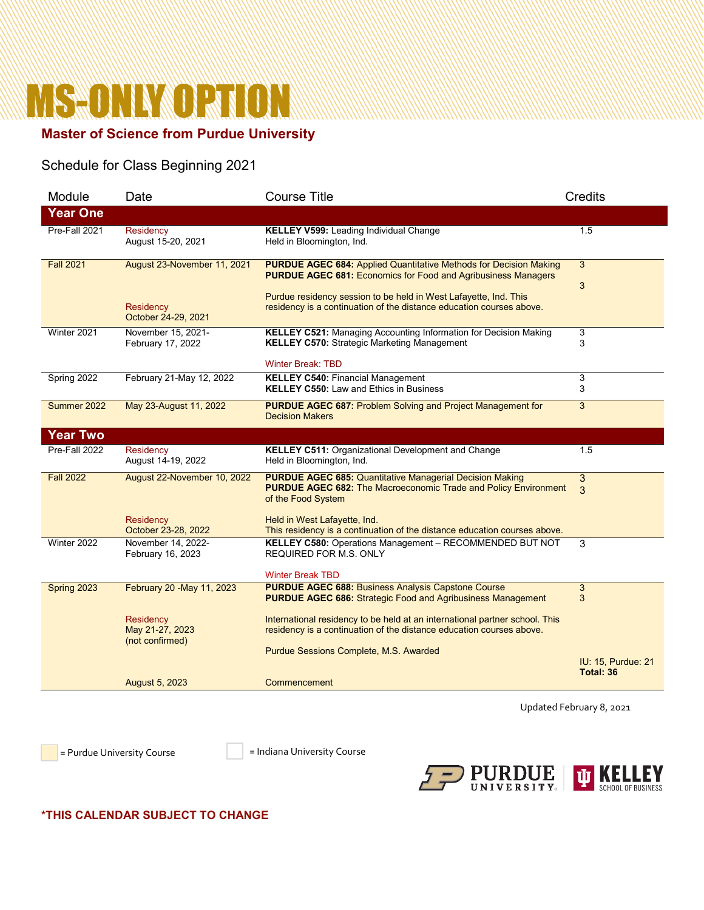# MS-ONLY OPTION

## Master of Science from Purdue University

Schedule for Class Beginning 2021

| Module | Date | Course Title | Credits |
|---|---|---|---|
| **Year One** | | | |
| Pre-Fall 2021 | Residency<br>August 15-20, 2021 | **KELLEY V599:** Leading Individual Change<br>Held in Bloomington, Ind. | 1.5 |
| Fall 2021 | August 23-November 11, 2021 | **PURDUE AGEC 684:** Applied Quantitative Methods for Decision Making<br>**PURDUE AGEC 681:** Economics for Food and Agribusiness Managers | 3<br>3 |
| | Residency<br>October 24-29, 2021 | Purdue residency session to be held in West Lafayette, Ind. This residency is a continuation of the distance education courses above. | |
| Winter 2021 | November 15, 2021-February 17, 2022 | **KELLEY C521:** Managing Accounting Information for Decision Making<br>**KELLEY C570:** Strategic Marketing Management<br><br>Winter Break: TBD | 3<br>3 |
| Spring 2022 | February 21-May 12, 2022 | **KELLEY C540:** Financial Management<br>**KELLEY C550:** Law and Ethics in Business | 3<br>3 |
| Summer 2022 | May 23-August 11, 2022 | **PURDUE AGEC 687:** Problem Solving and Project Management for Decision Makers | 3 |
| **Year Two** | | | |
| Pre-Fall 2022 | Residency<br>August 14-19, 2022 | **KELLEY C511:** Organizational Development and Change<br>Held in Bloomington, Ind. | 1.5 |
| Fall 2022 | August 22-November 10, 2022 | **PURDUE AGEC 685:** Quantitative Managerial Decision Making<br>**PURDUE AGEC 682:** The Macroeconomic Trade and Policy Environment of the Food System | 3<br>3 |
| | Residency<br>October 23-28, 2022 | Held in West Lafayette, Ind.<br>This residency is a continuation of the distance education courses above. | |
| Winter 2022 | November 14, 2022-February 16, 2023 | **KELLEY C580:** Operations Management – RECOMMENDED BUT NOT REQUIRED FOR M.S. ONLY<br><br>Winter Break TBD | 3 |
| Spring 2023 | February 20 -May 11, 2023 | **PURDUE AGEC 688:** Business Analysis Capstone Course<br>**PURDUE AGEC 686:** Strategic Food and Agribusiness Management | 3<br>3 |
| | Residency<br>May 21-27, 2023<br>(not confirmed) | International residency to be held at an international partner school. This residency is a continuation of the distance education courses above.<br><br>Purdue Sessions Complete, M.S. Awarded | IU: 15, Purdue: 21<br>**Total: 36** |
| | August 5, 2023 | Commencement | |

Updated February 8, 2021

= Purdue University Course (shaded) = Indiana University Course (unshaded)

**\*THIS CALENDAR SUBJECT TO CHANGE**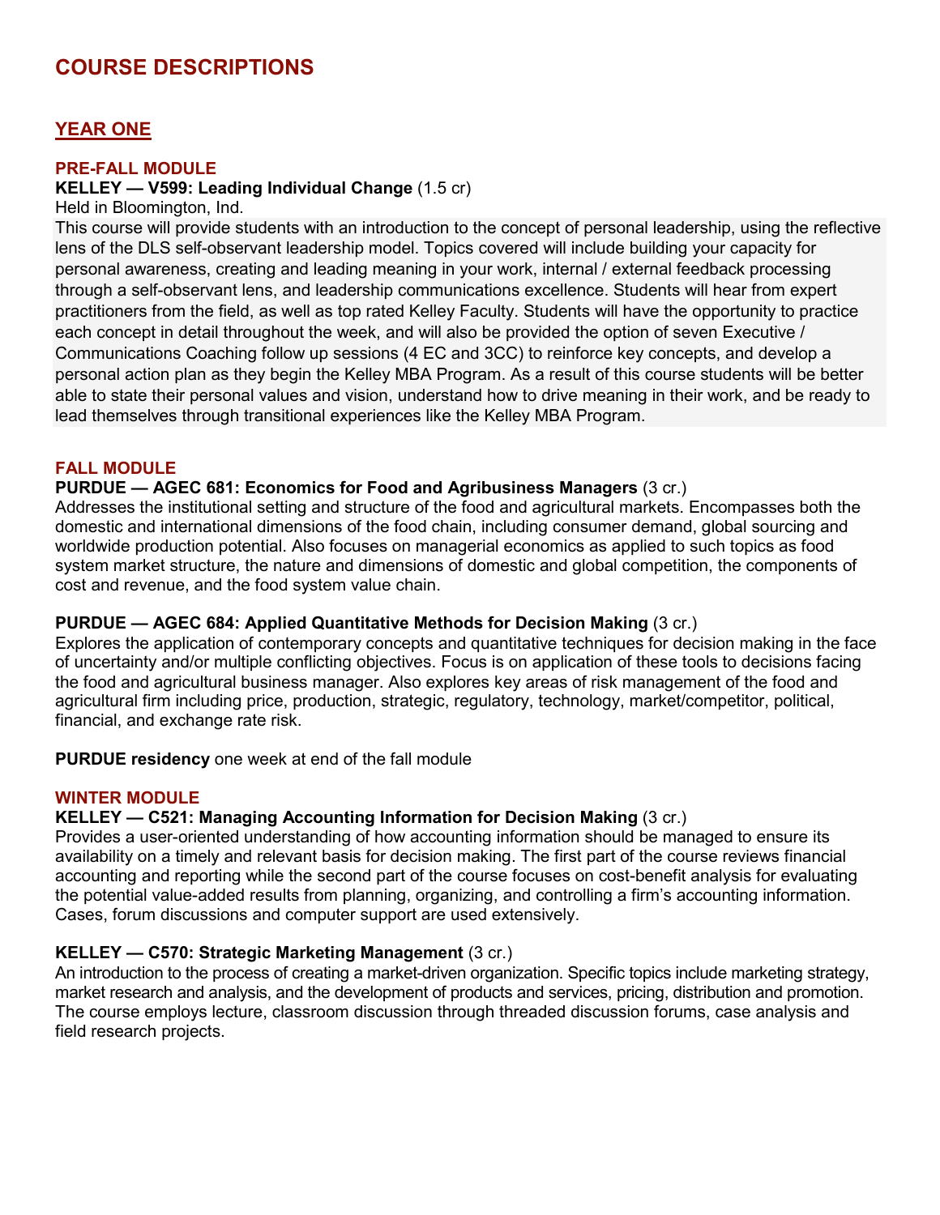# COURSE DESCRIPTIONS

## YEAR ONE

### PRE-FALL MODULE

**KELLEY — V599: Leading Individual Change** (1.5 cr)
Held in Bloomington, Ind.
This course will provide students with an introduction to the concept of personal leadership, using the reflective lens of the DLS self-observant leadership model. Topics covered will include building your capacity for personal awareness, creating and leading meaning in your work, internal / external feedback processing through a self-observant lens, and leadership communications excellence. Students will hear from expert practitioners from the field, as well as top rated Kelley Faculty. Students will have the opportunity to practice each concept in detail throughout the week, and will also be provided the option of seven Executive / Communications Coaching follow up sessions (4 EC and 3CC) to reinforce key concepts, and develop a personal action plan as they begin the Kelley MBA Program. As a result of this course students will be better able to state their personal values and vision, understand how to drive meaning in their work, and be ready to lead themselves through transitional experiences like the Kelley MBA Program.

### FALL MODULE

**PURDUE — AGEC 681: Economics for Food and Agribusiness Managers** (3 cr.)
Addresses the institutional setting and structure of the food and agricultural markets. Encompasses both the domestic and international dimensions of the food chain, including consumer demand, global sourcing and worldwide production potential. Also focuses on managerial economics as applied to such topics as food system market structure, the nature and dimensions of domestic and global competition, the components of cost and revenue, and the food system value chain.

**PURDUE — AGEC 684: Applied Quantitative Methods for Decision Making** (3 cr.)
Explores the application of contemporary concepts and quantitative techniques for decision making in the face of uncertainty and/or multiple conflicting objectives. Focus is on application of these tools to decisions facing the food and agricultural business manager. Also explores key areas of risk management of the food and agricultural firm including price, production, strategic, regulatory, technology, market/competitor, political, financial, and exchange rate risk.

**PURDUE residency** one week at end of the fall module

### WINTER MODULE

**KELLEY — C521: Managing Accounting Information for Decision Making** (3 cr.)
Provides a user-oriented understanding of how accounting information should be managed to ensure its availability on a timely and relevant basis for decision making. The first part of the course reviews financial accounting and reporting while the second part of the course focuses on cost-benefit analysis for evaluating the potential value-added results from planning, organizing, and controlling a firm's accounting information. Cases, forum discussions and computer support are used extensively.

**KELLEY — C570: Strategic Marketing Management** (3 cr.)
An introduction to the process of creating a market-driven organization. Specific topics include marketing strategy, market research and analysis, and the development of products and services, pricing, distribution and promotion. The course employs lecture, classroom discussion through threaded discussion forums, case analysis and field research projects.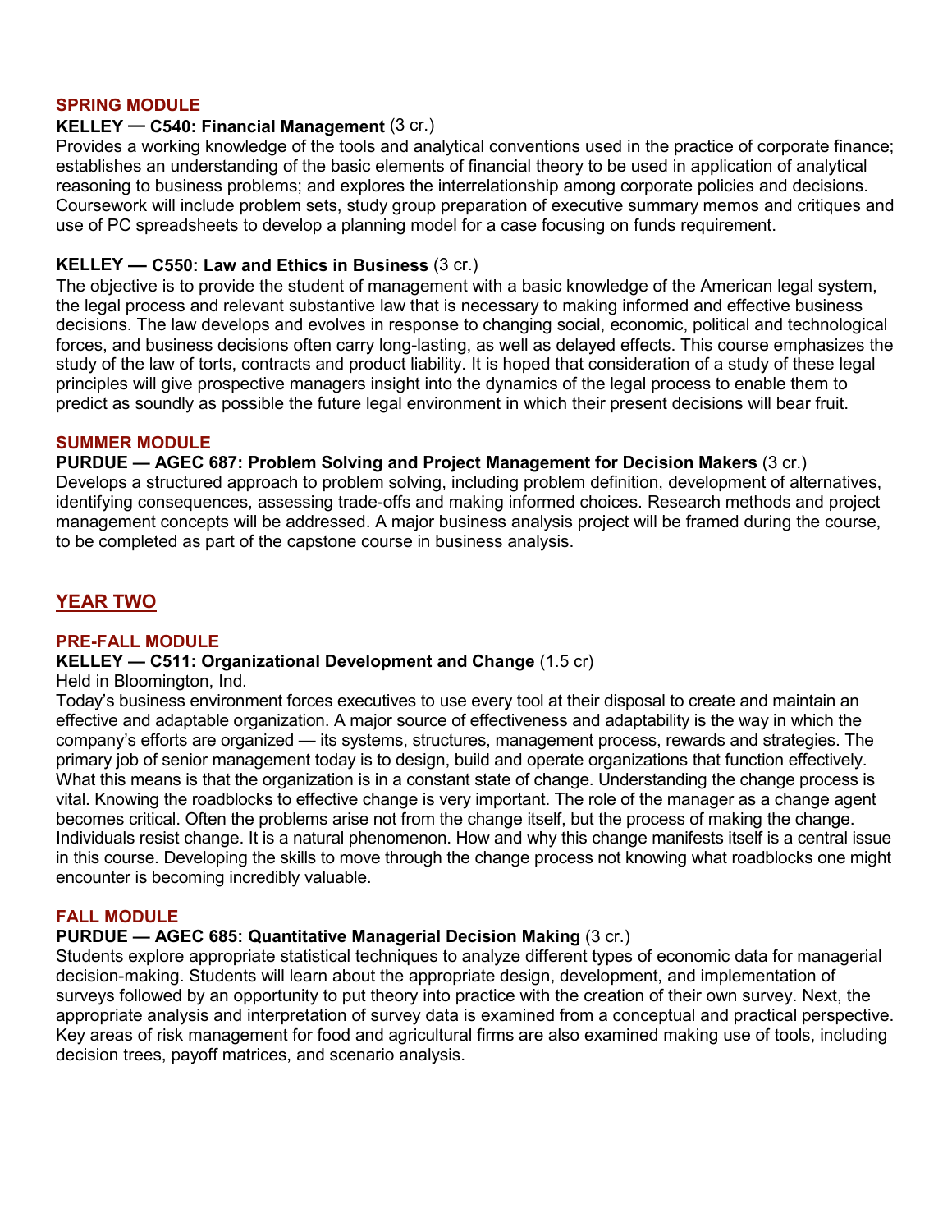### SPRING MODULE

**KELLEY — C540: Financial Management** (3 cr.)
Provides a working knowledge of the tools and analytical conventions used in the practice of corporate finance; establishes an understanding of the basic elements of financial theory to be used in application of analytical reasoning to business problems; and explores the interrelationship among corporate policies and decisions. Coursework will include problem sets, study group preparation of executive summary memos and critiques and use of PC spreadsheets to develop a planning model for a case focusing on funds requirement.

**KELLEY — C550: Law and Ethics in Business** (3 cr.)
The objective is to provide the student of management with a basic knowledge of the American legal system, the legal process and relevant substantive law that is necessary to making informed and effective business decisions. The law develops and evolves in response to changing social, economic, political and technological forces, and business decisions often carry long-lasting, as well as delayed effects. This course emphasizes the study of the law of torts, contracts and product liability. It is hoped that consideration of a study of these legal principles will give prospective managers insight into the dynamics of the legal process to enable them to predict as soundly as possible the future legal environment in which their present decisions will bear fruit.

### SUMMER MODULE

**PURDUE — AGEC 687: Problem Solving and Project Management for Decision Makers** (3 cr.)
Develops a structured approach to problem solving, including problem definition, development of alternatives, identifying consequences, assessing trade-offs and making informed choices. Research methods and project management concepts will be addressed. A major business analysis project will be framed during the course, to be completed as part of the capstone course in business analysis.

## YEAR TWO

### PRE-FALL MODULE

**KELLEY — C511: Organizational Development and Change** (1.5 cr)
Held in Bloomington, Ind.
Today's business environment forces executives to use every tool at their disposal to create and maintain an effective and adaptable organization. A major source of effectiveness and adaptability is the way in which the company's efforts are organized — its systems, structures, management process, rewards and strategies. The primary job of senior management today is to design, build and operate organizations that function effectively. What this means is that the organization is in a constant state of change. Understanding the change process is vital. Knowing the roadblocks to effective change is very important. The role of the manager as a change agent becomes critical. Often the problems arise not from the change itself, but the process of making the change. Individuals resist change. It is a natural phenomenon. How and why this change manifests itself is a central issue in this course. Developing the skills to move through the change process not knowing what roadblocks one might encounter is becoming incredibly valuable.

### FALL MODULE

**PURDUE — AGEC 685: Quantitative Managerial Decision Making** (3 cr.)
Students explore appropriate statistical techniques to analyze different types of economic data for managerial decision-making. Students will learn about the appropriate design, development, and implementation of surveys followed by an opportunity to put theory into practice with the creation of their own survey. Next, the appropriate analysis and interpretation of survey data is examined from a conceptual and practical perspective. Key areas of risk management for food and agricultural firms are also examined making use of tools, including decision trees, payoff matrices, and scenario analysis.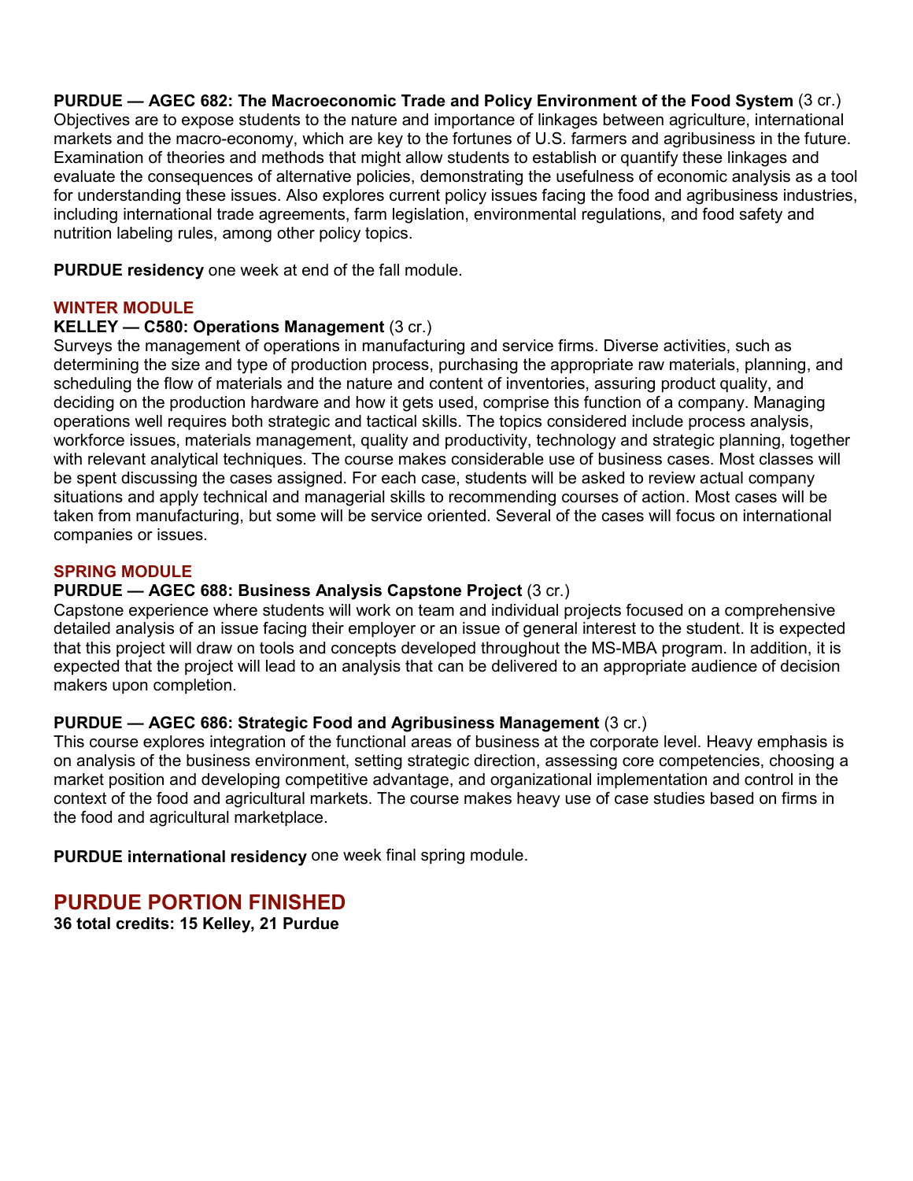**PURDUE — AGEC 682: The Macroeconomic Trade and Policy Environment of the Food System** (3 cr.)
Objectives are to expose students to the nature and importance of linkages between agriculture, international markets and the macro-economy, which are key to the fortunes of U.S. farmers and agribusiness in the future. Examination of theories and methods that might allow students to establish or quantify these linkages and evaluate the consequences of alternative policies, demonstrating the usefulness of economic analysis as a tool for understanding these issues. Also explores current policy issues facing the food and agribusiness industries, including international trade agreements, farm legislation, environmental regulations, and food safety and nutrition labeling rules, among other policy topics.

**PURDUE residency** one week at end of the fall module.

### WINTER MODULE

**KELLEY — C580: Operations Management** (3 cr.)
Surveys the management of operations in manufacturing and service firms. Diverse activities, such as determining the size and type of production process, purchasing the appropriate raw materials, planning, and scheduling the flow of materials and the nature and content of inventories, assuring product quality, and deciding on the production hardware and how it gets used, comprise this function of a company. Managing operations well requires both strategic and tactical skills. The topics considered include process analysis, workforce issues, materials management, quality and productivity, technology and strategic planning, together with relevant analytical techniques. The course makes considerable use of business cases. Most classes will be spent discussing the cases assigned. For each case, students will be asked to review actual company situations and apply technical and managerial skills to recommending courses of action. Most cases will be taken from manufacturing, but some will be service oriented. Several of the cases will focus on international companies or issues.

### SPRING MODULE

**PURDUE — AGEC 688: Business Analysis Capstone Project** (3 cr.)
Capstone experience where students will work on team and individual projects focused on a comprehensive detailed analysis of an issue facing their employer or an issue of general interest to the student. It is expected that this project will draw on tools and concepts developed throughout the MS-MBA program. In addition, it is expected that the project will lead to an analysis that can be delivered to an appropriate audience of decision makers upon completion.

**PURDUE — AGEC 686: Strategic Food and Agribusiness Management** (3 cr.)
This course explores integration of the functional areas of business at the corporate level. Heavy emphasis is on analysis of the business environment, setting strategic direction, assessing core competencies, choosing a market position and developing competitive advantage, and organizational implementation and control in the context of the food and agricultural markets. The course makes heavy use of case studies based on firms in the food and agricultural marketplace.

**PURDUE international residency** one week final spring module.

## PURDUE PORTION FINISHED

**36 total credits: 15 Kelley, 21 Purdue**